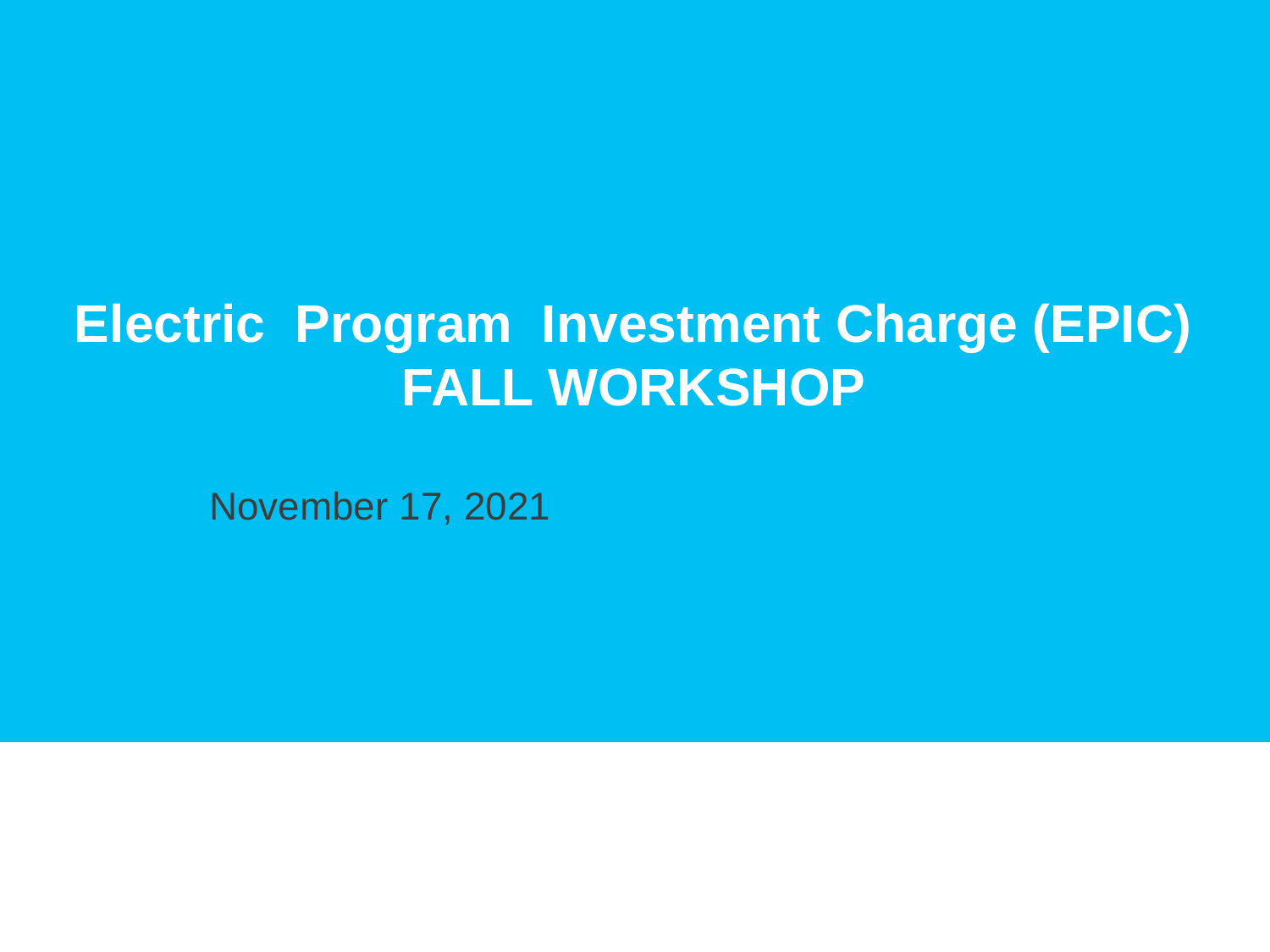# Electric Program Investment Charge (EPIC) FALL WORKSHOP

November 17, 2021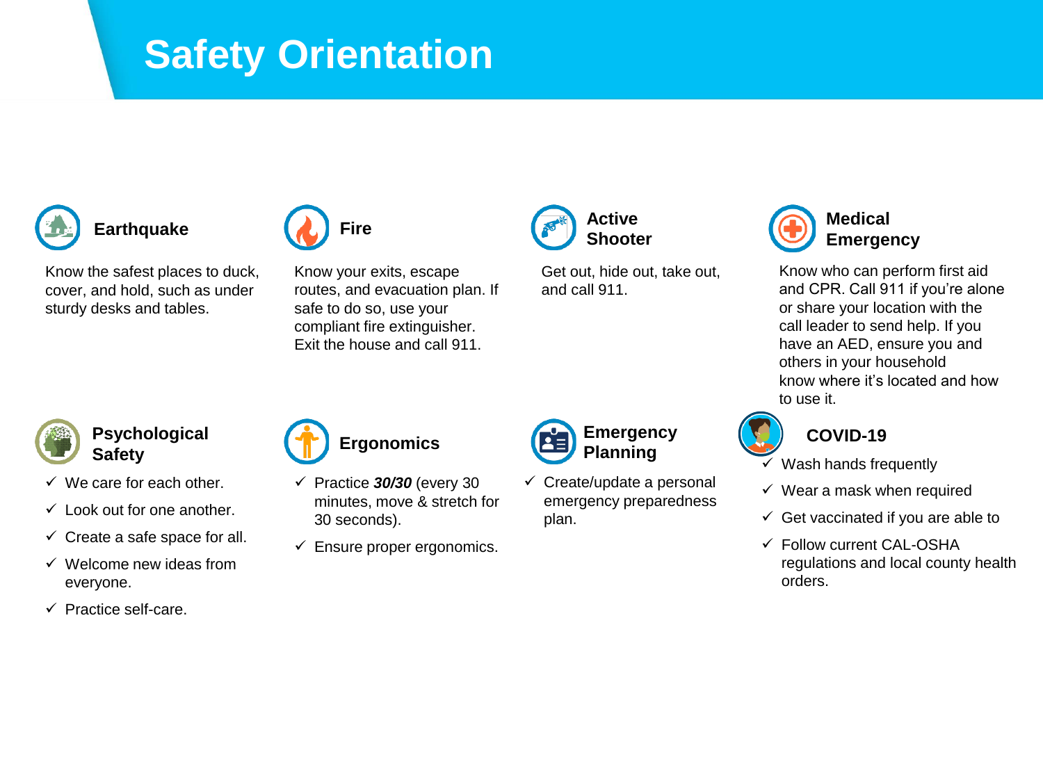# Safety Orientation

### Earthquake

Know the safest places to duck, cover, and hold, such as under sturdy desks and tables.

### Fire

Know your exits, escape routes, and evacuation plan. If safe to do so, use your compliant fire extinguisher. Exit the house and call 911.

### Active Shooter

Get out, hide out, take out, and call 911.

### Medical Emergency

Know who can perform first aid and CPR. Call 911 if you're alone or share your location with the call leader to send help. If you have an AED, ensure you and others in your household know where it's located and how to use it.

### Psychological Safety

- ✓ We care for each other.
- ✓ Look out for one another.
- ✓ Create a safe space for all.
- ✓ Welcome new ideas from everyone.
- ✓ Practice self-care.

### Ergonomics

- ✓ Practice ***30/30*** (every 30 minutes, move & stretch for 30 seconds).
- ✓ Ensure proper ergonomics.

### Emergency Planning

- ✓ Create/update a personal emergency preparedness plan.

### COVID-19

- ✓ Wash hands frequently
- ✓ Wear a mask when required
- ✓ Get vaccinated if you are able to
- ✓ Follow current CAL-OSHA regulations and local county health orders.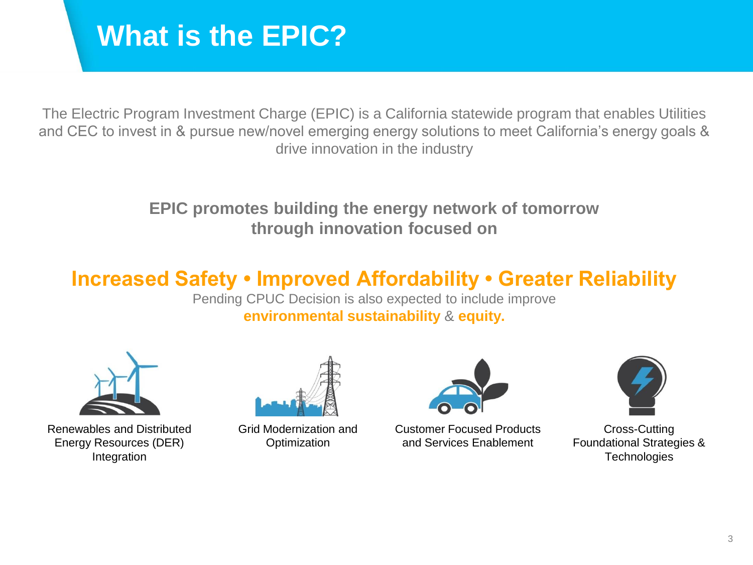# What is the EPIC?

The Electric Program Investment Charge (EPIC) is a California statewide program that enables Utilities and CEC to invest in & pursue new/novel emerging energy solutions to meet California's energy goals & drive innovation in the industry

**EPIC promotes building the energy network of tomorrow through innovation focused on**

## Increased Safety • Improved Affordability • Greater Reliability

Pending CPUC Decision is also expected to include improve **environmental sustainability** & **equity.**

- Renewables and Distributed Energy Resources (DER) Integration
- Grid Modernization and Optimization
- Customer Focused Products and Services Enablement
- Cross-Cutting Foundational Strategies & Technologies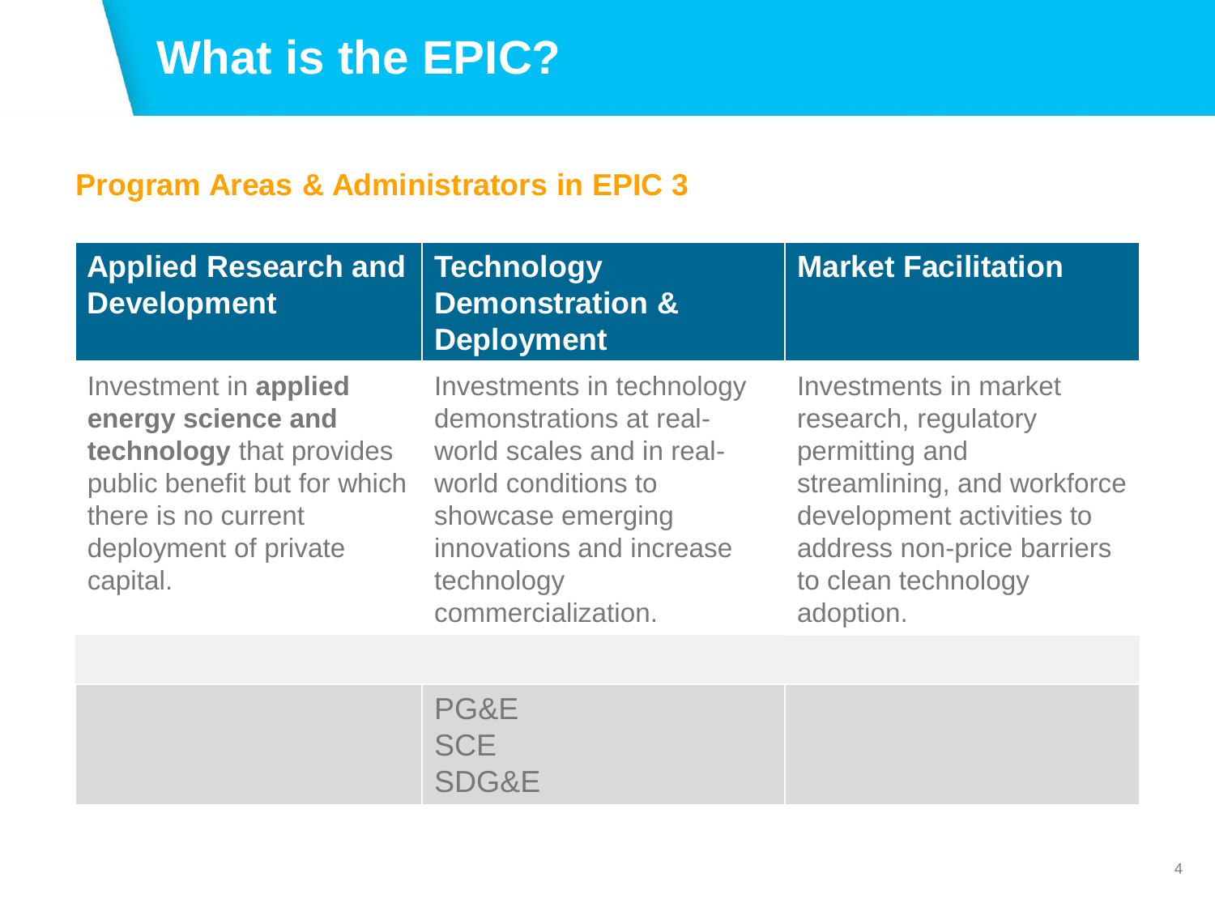# What is the EPIC?

## Program Areas & Administrators in EPIC 3

| Applied Research and Development | Technology Demonstration & Deployment | Market Facilitation |
|---|---|---|
| Investment in **applied energy science and technology** that provides public benefit but for which there is no current deployment of private capital. | Investments in technology demonstrations at real-world scales and in real-world conditions to showcase emerging innovations and increase technology commercialization. | Investments in market research, regulatory permitting and streamlining, and workforce development activities to address non-price barriers to clean technology adoption. |
| | | |
| | PG&E<br>SCE<br>SDG&E | |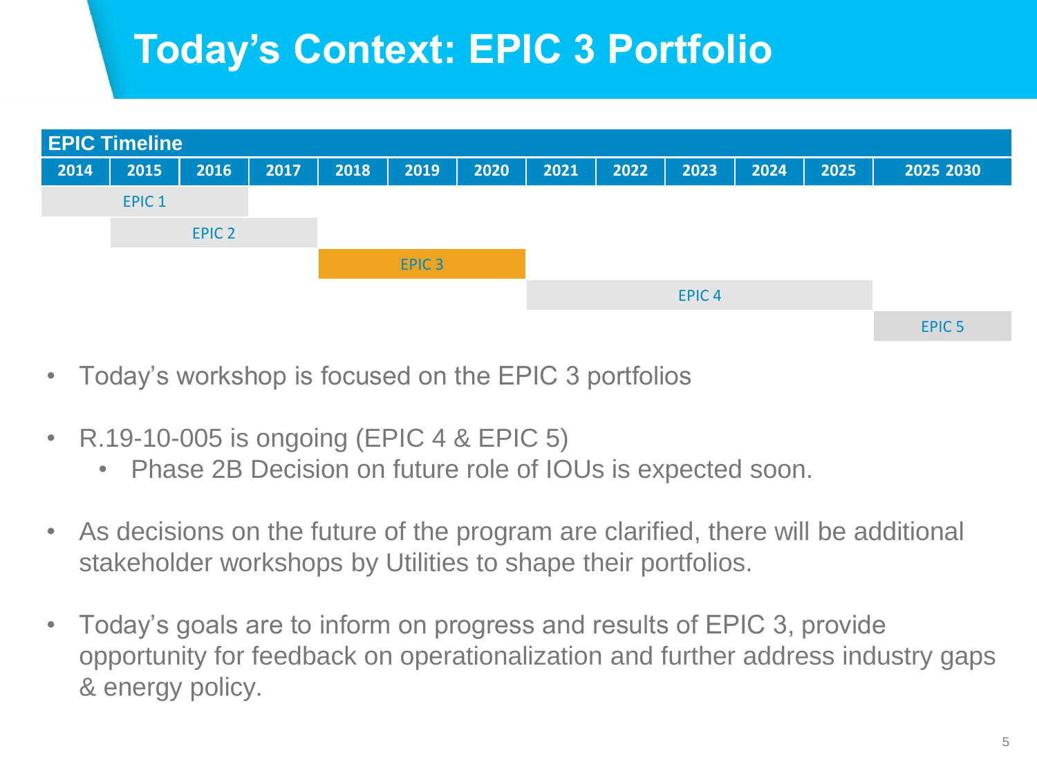# Today's Context: EPIC 3 Portfolio

| EPIC Timeline | | | | | | | | | | | | |
|---|---|---|---|---|---|---|---|---|---|---|---|---|
| 2014 | 2015 | 2016 | 2017 | 2018 | 2019 | 2020 | 2021 | 2022 | 2023 | 2024 | 2025 | 2025 2030 |
| EPIC 1 | EPIC 1 | EPIC 1 | | | | | | | | | | |
| | EPIC 2 | EPIC 2 | EPIC 2 | | | | | | | | | |
| | | | | EPIC 3 | EPIC 3 | EPIC 3 | | | | | | |
| | | | | | | | EPIC 4 | EPIC 4 | EPIC 4 | EPIC 4 | EPIC 4 | |
| | | | | | | | | | | | | EPIC 5 |

- Today's workshop is focused on the EPIC 3 portfolios
- R.19-10-005 is ongoing (EPIC 4 & EPIC 5)
  - Phase 2B Decision on future role of IOUs is expected soon.
- As decisions on the future of the program are clarified, there will be additional stakeholder workshops by Utilities to shape their portfolios.
- Today's goals are to inform on progress and results of EPIC 3, provide opportunity for feedback on operationalization and further address industry gaps & energy policy.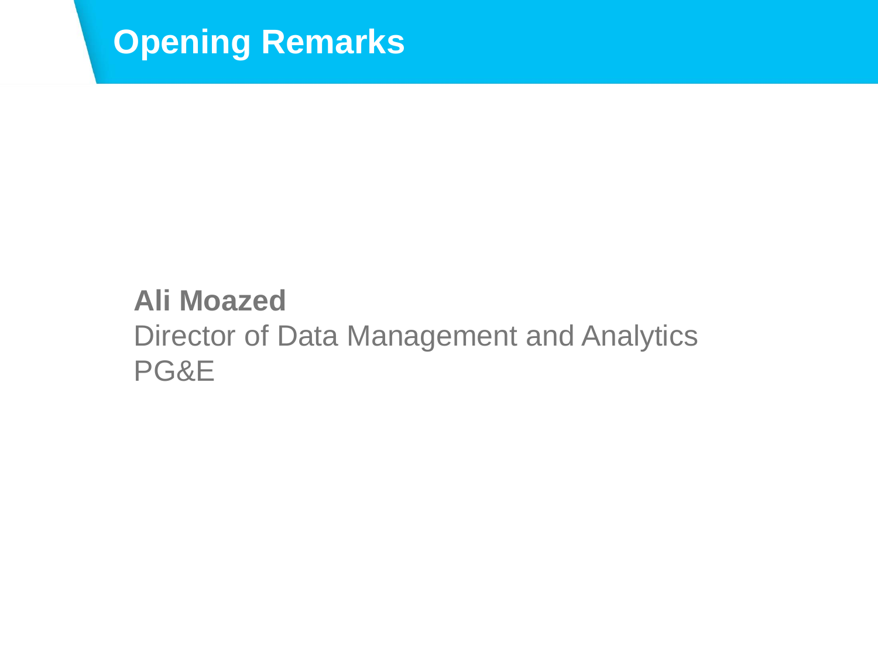# Opening Remarks

**Ali Moazed**
Director of Data Management and Analytics
PG&E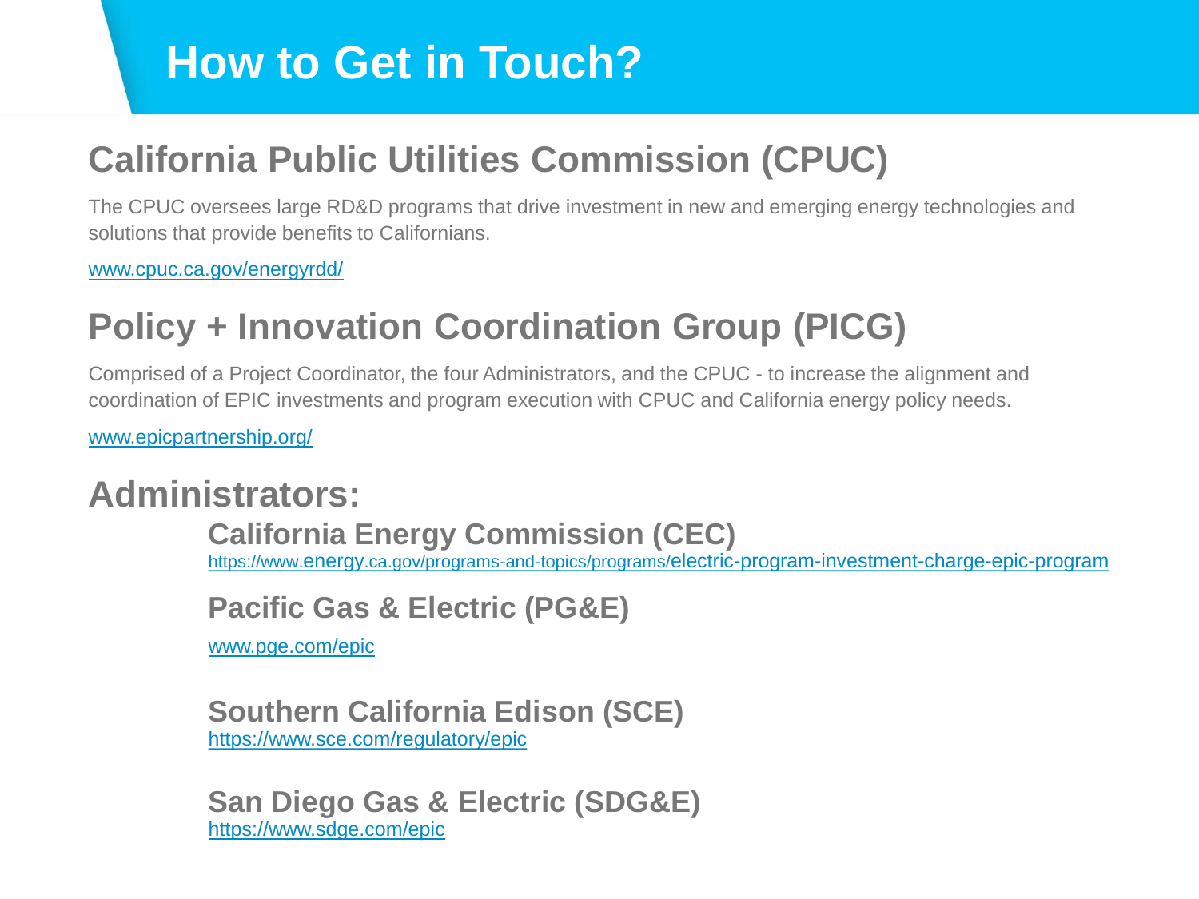# How to Get in Touch?

## California Public Utilities Commission (CPUC)

The CPUC oversees large RD&D programs that drive investment in new and emerging energy technologies and solutions that provide benefits to Californians.

www.cpuc.ca.gov/energyrdd/

## Policy + Innovation Coordination Group (PICG)

Comprised of a Project Coordinator, the four Administrators, and the CPUC - to increase the alignment and coordination of EPIC investments and program execution with CPUC and California energy policy needs.

www.epicpartnership.org/

## Administrators:

### California Energy Commission (CEC)

https://www.energy.ca.gov/programs-and-topics/programs/electric-program-investment-charge-epic-program

### Pacific Gas & Electric (PG&E)

www.pge.com/epic

### Southern California Edison (SCE)

https://www.sce.com/regulatory/epic

### San Diego Gas & Electric (SDG&E)

https://www.sdge.com/epic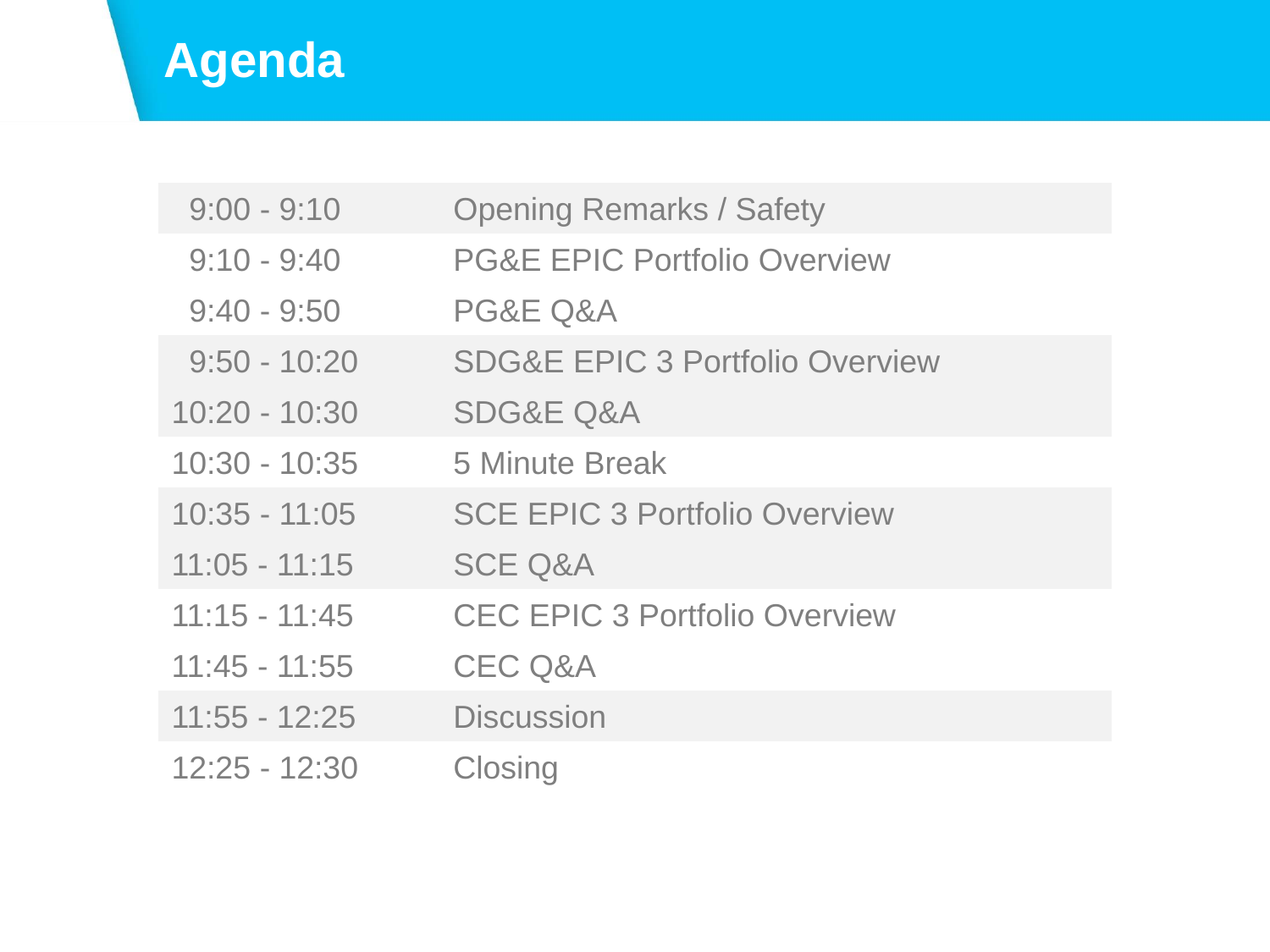# Agenda

| | |
|---|---|
| 9:00 - 9:10 | Opening Remarks / Safety |
| 9:10 - 9:40 | PG&E EPIC Portfolio Overview |
| 9:40 - 9:50 | PG&E Q&A |
| 9:50 - 10:20 | SDG&E EPIC 3 Portfolio Overview |
| 10:20 - 10:30 | SDG&E Q&A |
| 10:30 - 10:35 | 5 Minute Break |
| 10:35 - 11:05 | SCE EPIC 3 Portfolio Overview |
| 11:05 - 11:15 | SCE Q&A |
| 11:15 - 11:45 | CEC EPIC 3 Portfolio Overview |
| 11:45 - 11:55 | CEC Q&A |
| 11:55 - 12:25 | Discussion |
| 12:25 - 12:30 | Closing |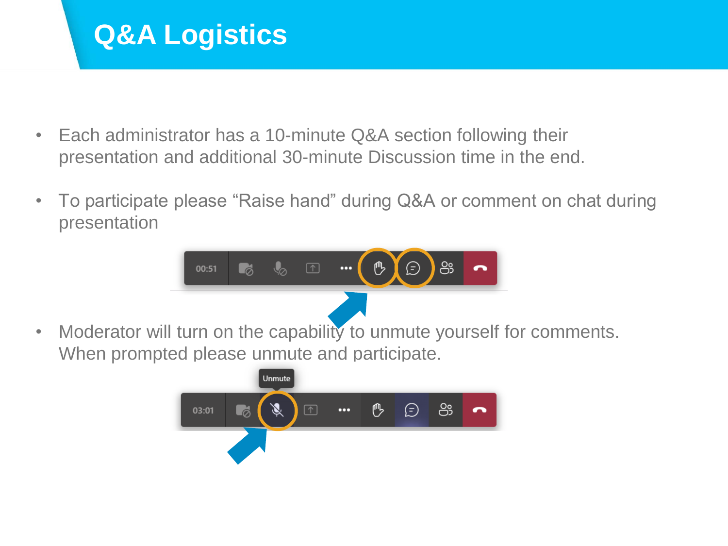# Q&A Logistics

- Each administrator has a 10-minute Q&A section following their presentation and additional 30-minute Discussion time in the end.

- To participate please "Raise hand" during Q&A or comment on chat during presentation

- Moderator will turn on the capability to unmute yourself for comments. When prompted please unmute and participate.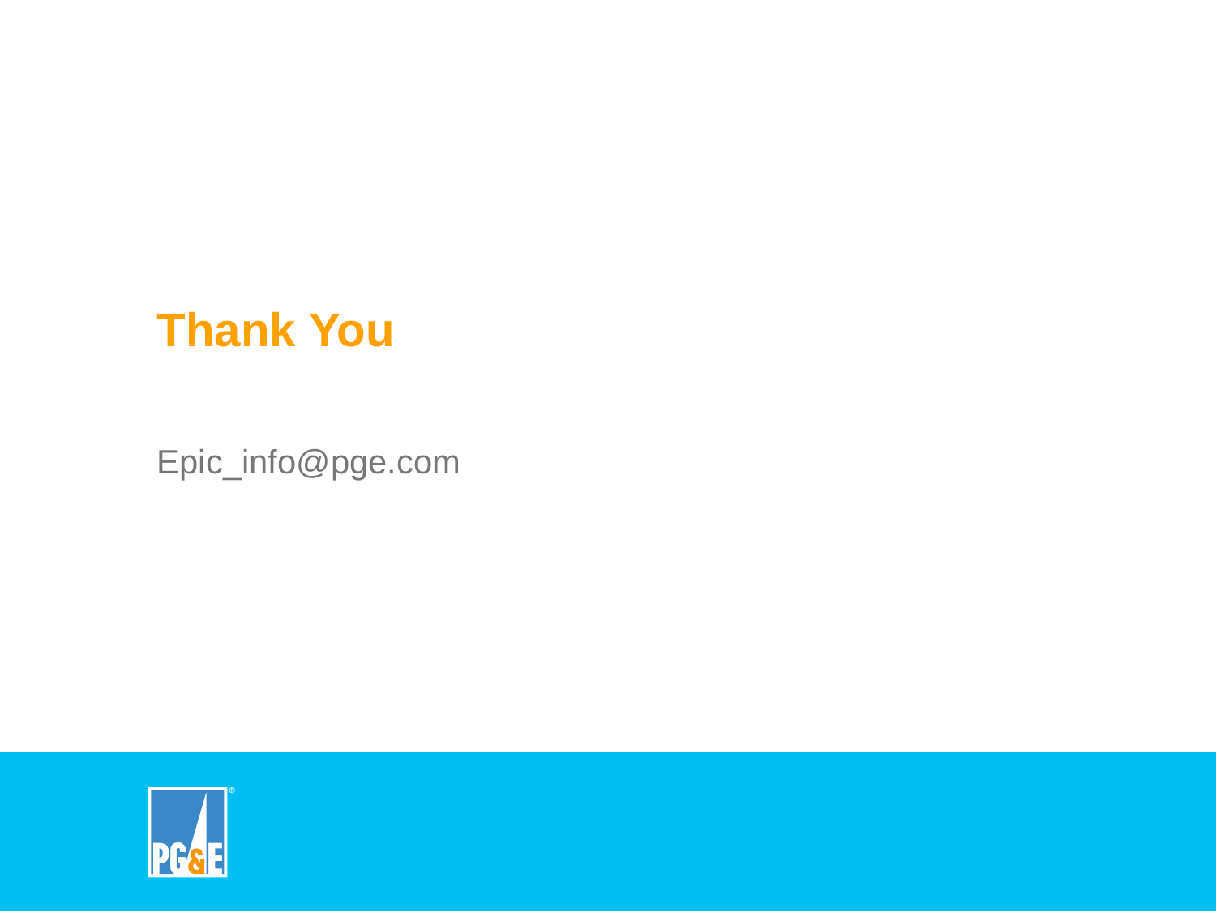# Thank You

Epic_info@pge.com